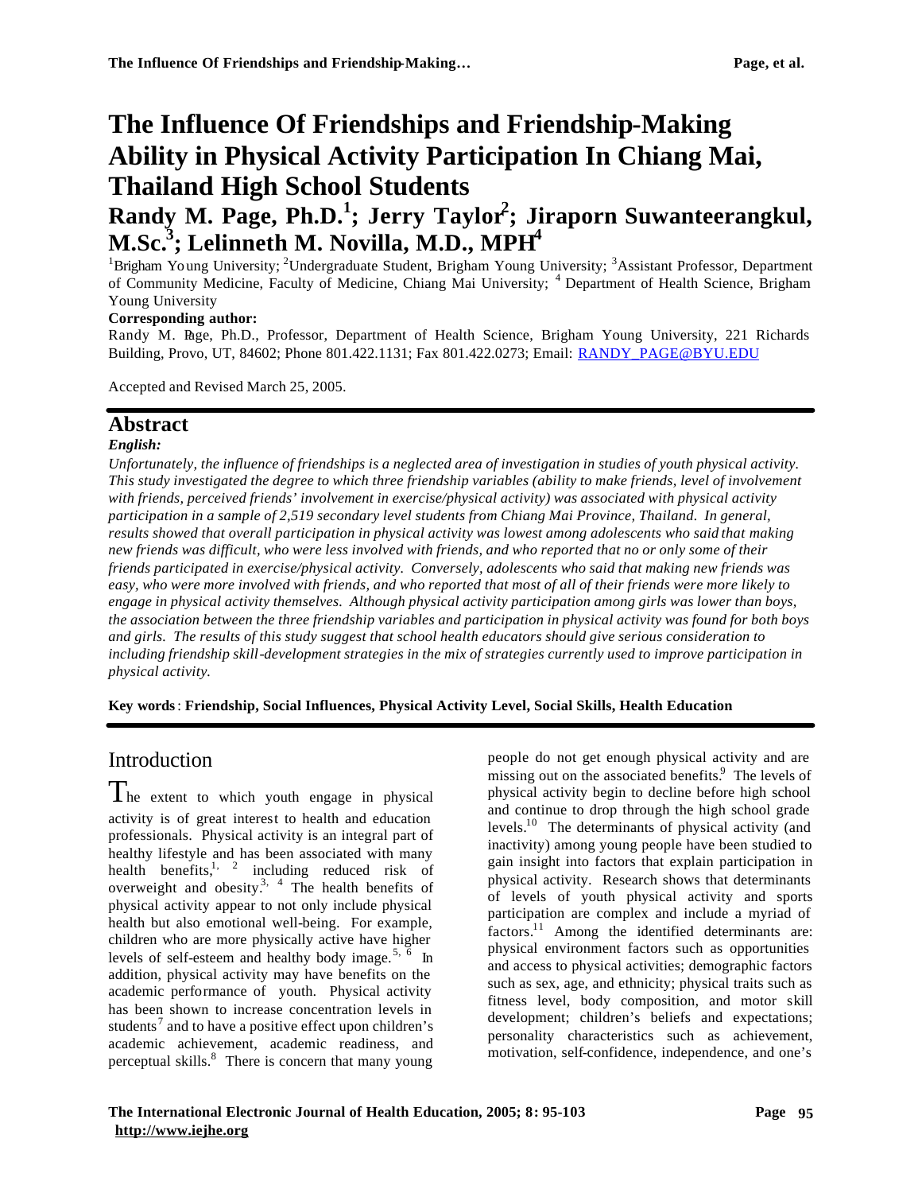# The Influence Of Friendships and Friendship-Making Ability in Physical Activity Participation In Chiang Mai, Thailand High School Students

## Randy M. Page, Ph.D.[1]; Jerry Taylor[2]; Jiraporn Suwanteerangkul, M.Sc.[3]; Lelinneth M. Novilla, M.D., MPH[4]

[1]Brigham Young University; [2]Undergraduate Student, Brigham Young University; [3]Assistant Professor, Department of Community Medicine, Faculty of Medicine, Chiang Mai University; [4] Department of Health Science, Brigham Young University

**Corresponding author:**

Randy M. Page, Ph.D., Professor, Department of Health Science, Brigham Young University, 221 Richards Building, Provo, UT, 84602; Phone 801.422.1131; Fax 801.422.0273; Email: RANDY_PAGE@BYU.EDU

Accepted and Revised March 25, 2005.

## Abstract

***English:***

*Unfortunately, the influence of friendships is a neglected area of investigation in studies of youth physical activity. This study investigated the degree to which three friendship variables (ability to make friends, level of involvement with friends, perceived friends' involvement in exercise/physical activity) was associated with physical activity participation in a sample of 2,519 secondary level students from Chiang Mai Province, Thailand. In general, results showed that overall participation in physical activity was lowest among adolescents who said that making new friends was difficult, who were less involved with friends, and who reported that no or only some of their friends participated in exercise/physical activity. Conversely, adolescents who said that making new friends was easy, who were more involved with friends, and who reported that most of all of their friends were more likely to engage in physical activity themselves. Although physical activity participation among girls was lower than boys, the association between the three friendship variables and participation in physical activity was found for both boys and girls. The results of this study suggest that school health educators should give serious consideration to including friendship skill-development strategies in the mix of strategies currently used to improve participation in physical activity.*

**Key words**: **Friendship, Social Influences, Physical Activity Level, Social Skills, Health Education**

## Introduction

The extent to which youth engage in physical activity is of great interest to health and education professionals. Physical activity is an integral part of healthy lifestyle and has been associated with many health benefits,[1, 2] including reduced risk of overweight and obesity.[3, 4] The health benefits of physical activity appear to not only include physical health but also emotional well-being. For example, children who are more physically active have higher levels of self-esteem and healthy body image.[5, 6] In addition, physical activity may have benefits on the academic performance of youth. Physical activity has been shown to increase concentration levels in students[7] and to have a positive effect upon children's academic achievement, academic readiness, and perceptual skills.[8] There is concern that many young people do not get enough physical activity and are missing out on the associated benefits.[9] The levels of physical activity begin to decline before high school and continue to drop through the high school grade levels.[10] The determinants of physical activity (and inactivity) among young people have been studied to gain insight into factors that explain participation in physical activity. Research shows that determinants of levels of youth physical activity and sports participation are complex and include a myriad of factors.[11] Among the identified determinants are: physical environment factors such as opportunities and access to physical activities; demographic factors such as sex, age, and ethnicity; physical traits such as fitness level, body composition, and motor skill development; children's beliefs and expectations; personality characteristics such as achievement, motivation, self-confidence, independence, and one's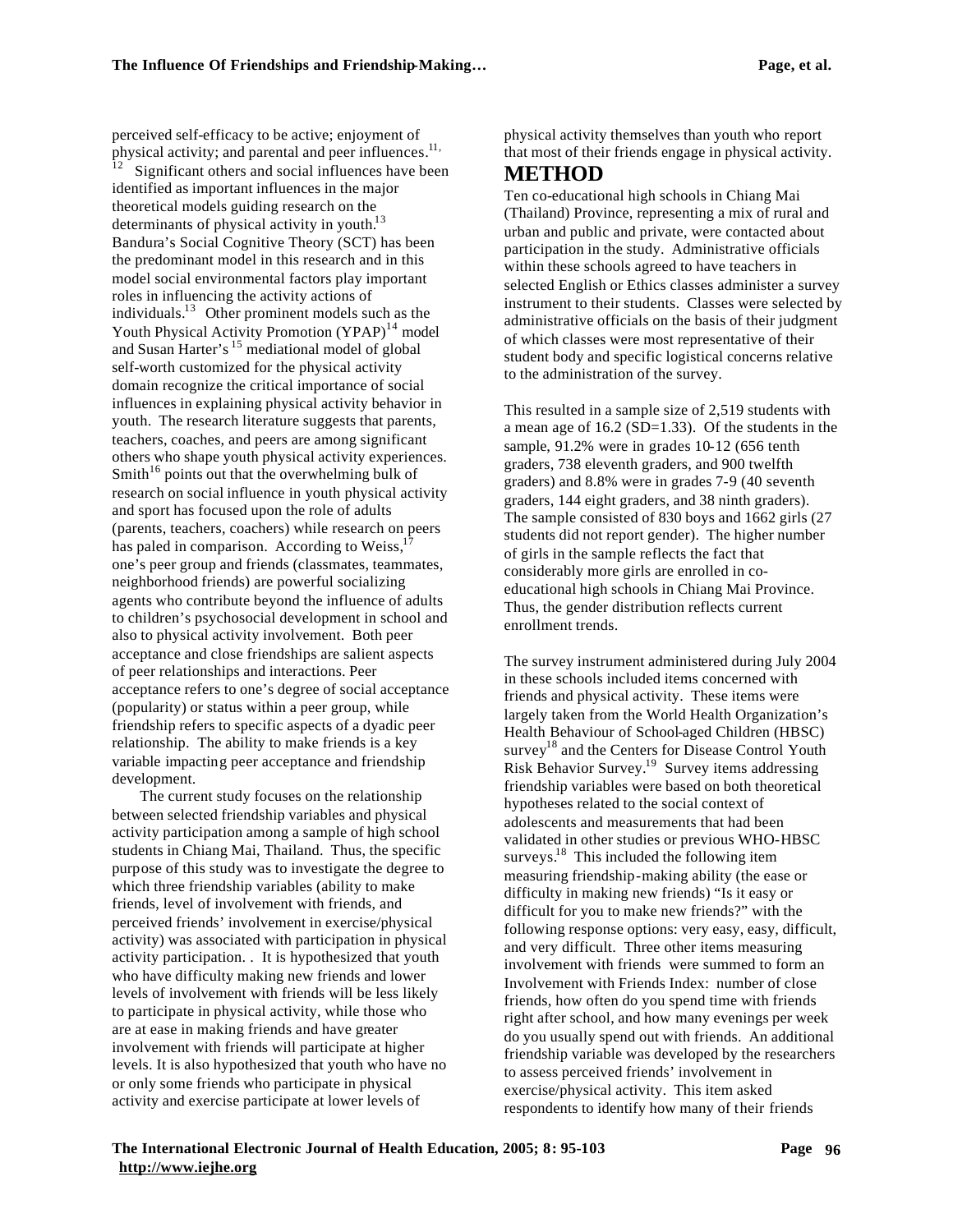perceived self-efficacy to be active; enjoyment of physical activity; and parental and peer influences.[11, 12] Significant others and social influences have been identified as important influences in the major theoretical models guiding research on the determinants of physical activity in youth.[13] Bandura's Social Cognitive Theory (SCT) has been the predominant model in this research and in this model social environmental factors play important roles in influencing the activity actions of individuals.[13] Other prominent models such as the Youth Physical Activity Promotion (YPAP)[14] model and Susan Harter's [15] mediational model of global self-worth customized for the physical activity domain recognize the critical importance of social influences in explaining physical activity behavior in youth. The research literature suggests that parents, teachers, coaches, and peers are among significant others who shape youth physical activity experiences. Smith[16] points out that the overwhelming bulk of research on social influence in youth physical activity and sport has focused upon the role of adults (parents, teachers, coachers) while research on peers has paled in comparison. According to Weiss,[17] one's peer group and friends (classmates, teammates, neighborhood friends) are powerful socializing agents who contribute beyond the influence of adults to children's psychosocial development in school and also to physical activity involvement. Both peer acceptance and close friendships are salient aspects of peer relationships and interactions. Peer acceptance refers to one's degree of social acceptance (popularity) or status within a peer group, while friendship refers to specific aspects of a dyadic peer relationship. The ability to make friends is a key variable impacting peer acceptance and friendship development.

The current study focuses on the relationship between selected friendship variables and physical activity participation among a sample of high school students in Chiang Mai, Thailand. Thus, the specific purpose of this study was to investigate the degree to which three friendship variables (ability to make friends, level of involvement with friends, and perceived friends' involvement in exercise/physical activity) was associated with participation in physical activity participation. . It is hypothesized that youth who have difficulty making new friends and lower levels of involvement with friends will be less likely to participate in physical activity, while those who are at ease in making friends and have greater involvement with friends will participate at higher levels. It is also hypothesized that youth who have no or only some friends who participate in physical activity and exercise participate at lower levels of physical activity themselves than youth who report that most of their friends engage in physical activity.

## METHOD

Ten co-educational high schools in Chiang Mai (Thailand) Province, representing a mix of rural and urban and public and private, were contacted about participation in the study. Administrative officials within these schools agreed to have teachers in selected English or Ethics classes administer a survey instrument to their students. Classes were selected by administrative officials on the basis of their judgment of which classes were most representative of their student body and specific logistical concerns relative to the administration of the survey.

This resulted in a sample size of 2,519 students with a mean age of 16.2 (SD=1.33). Of the students in the sample, 91.2% were in grades 10-12 (656 tenth graders, 738 eleventh graders, and 900 twelfth graders) and 8.8% were in grades 7-9 (40 seventh graders, 144 eight graders, and 38 ninth graders). The sample consisted of 830 boys and 1662 girls (27 students did not report gender). The higher number of girls in the sample reflects the fact that considerably more girls are enrolled in co-educational high schools in Chiang Mai Province. Thus, the gender distribution reflects current enrollment trends.

The survey instrument administered during July 2004 in these schools included items concerned with friends and physical activity. These items were largely taken from the World Health Organization's Health Behaviour of School-aged Children (HBSC) survey[18] and the Centers for Disease Control Youth Risk Behavior Survey.[19] Survey items addressing friendship variables were based on both theoretical hypotheses related to the social context of adolescents and measurements that had been validated in other studies or previous WHO-HBSC surveys.[18] This included the following item measuring friendship-making ability (the ease or difficulty in making new friends) "Is it easy or difficult for you to make new friends?" with the following response options: very easy, easy, difficult, and very difficult. Three other items measuring involvement with friends were summed to form an Involvement with Friends Index: number of close friends, how often do you spend time with friends right after school, and how many evenings per week do you usually spend out with friends. An additional friendship variable was developed by the researchers to assess perceived friends' involvement in exercise/physical activity. This item asked respondents to identify how many of their friends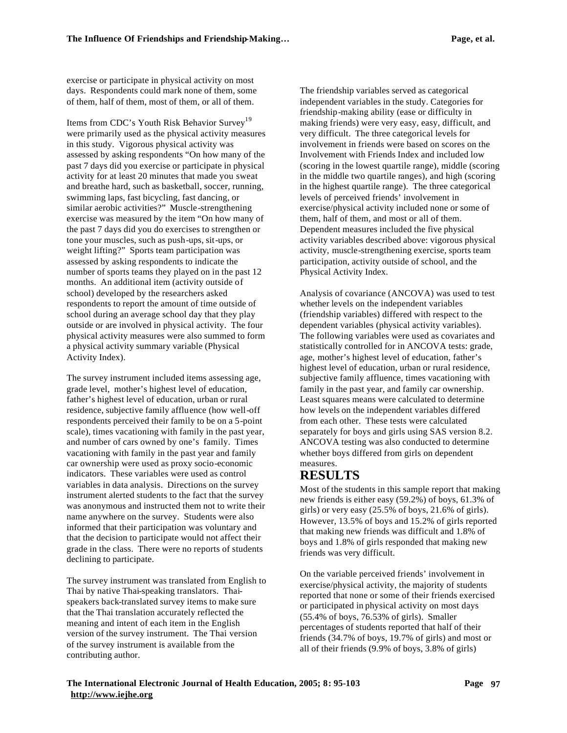exercise or participate in physical activity on most days. Respondents could mark none of them, some of them, half of them, most of them, or all of them.

Items from CDC's Youth Risk Behavior Survey[19] were primarily used as the physical activity measures in this study. Vigorous physical activity was assessed by asking respondents "On how many of the past 7 days did you exercise or participate in physical activity for at least 20 minutes that made you sweat and breathe hard, such as basketball, soccer, running, swimming laps, fast bicycling, fast dancing, or similar aerobic activities?" Muscle-strengthening exercise was measured by the item "On how many of the past 7 days did you do exercises to strengthen or tone your muscles, such as push-ups, sit-ups, or weight lifting?" Sports team participation was assessed by asking respondents to indicate the number of sports teams they played on in the past 12 months. An additional item (activity outside of school) developed by the researchers asked respondents to report the amount of time outside of school during an average school day that they play outside or are involved in physical activity. The four physical activity measures were also summed to form a physical activity summary variable (Physical Activity Index).

The survey instrument included items assessing age, grade level, mother's highest level of education, father's highest level of education, urban or rural residence, subjective family affluence (how well-off respondents perceived their family to be on a 5-point scale), times vacationing with family in the past year, and number of cars owned by one's family. Times vacationing with family in the past year and family car ownership were used as proxy socio-economic indicators. These variables were used as control variables in data analysis. Directions on the survey instrument alerted students to the fact that the survey was anonymous and instructed them not to write their name anywhere on the survey. Students were also informed that their participation was voluntary and that the decision to participate would not affect their grade in the class. There were no reports of students declining to participate.

The survey instrument was translated from English to Thai by native Thai-speaking translators. Thai-speakers back-translated survey items to make sure that the Thai translation accurately reflected the meaning and intent of each item in the English version of the survey instrument. The Thai version of the survey instrument is available from the contributing author.

The friendship variables served as categorical independent variables in the study. Categories for friendship-making ability (ease or difficulty in making friends) were very easy, easy, difficult, and very difficult. The three categorical levels for involvement in friends were based on scores on the Involvement with Friends Index and included low (scoring in the lowest quartile range), middle (scoring in the middle two quartile ranges), and high (scoring in the highest quartile range). The three categorical levels of perceived friends' involvement in exercise/physical activity included none or some of them, half of them, and most or all of them. Dependent measures included the five physical activity variables described above: vigorous physical activity, muscle-strengthening exercise, sports team participation, activity outside of school, and the Physical Activity Index.

Analysis of covariance (ANCOVA) was used to test whether levels on the independent variables (friendship variables) differed with respect to the dependent variables (physical activity variables). The following variables were used as covariates and statistically controlled for in ANCOVA tests: grade, age, mother's highest level of education, father's highest level of education, urban or rural residence, subjective family affluence, times vacationing with family in the past year, and family car ownership. Least squares means were calculated to determine how levels on the independent variables differed from each other. These tests were calculated separately for boys and girls using SAS version 8.2. ANCOVA testing was also conducted to determine whether boys differed from girls on dependent measures.

## RESULTS

Most of the students in this sample report that making new friends is either easy (59.2%) of boys, 61.3% of girls) or very easy (25.5% of boys, 21.6% of girls). However, 13.5% of boys and 15.2% of girls reported that making new friends was difficult and 1.8% of boys and 1.8% of girls responded that making new friends was very difficult.

On the variable perceived friends' involvement in exercise/physical activity, the majority of students reported that none or some of their friends exercised or participated in physical activity on most days (55.4% of boys, 76.53% of girls). Smaller percentages of students reported that half of their friends (34.7% of boys, 19.7% of girls) and most or all of their friends (9.9% of boys, 3.8% of girls)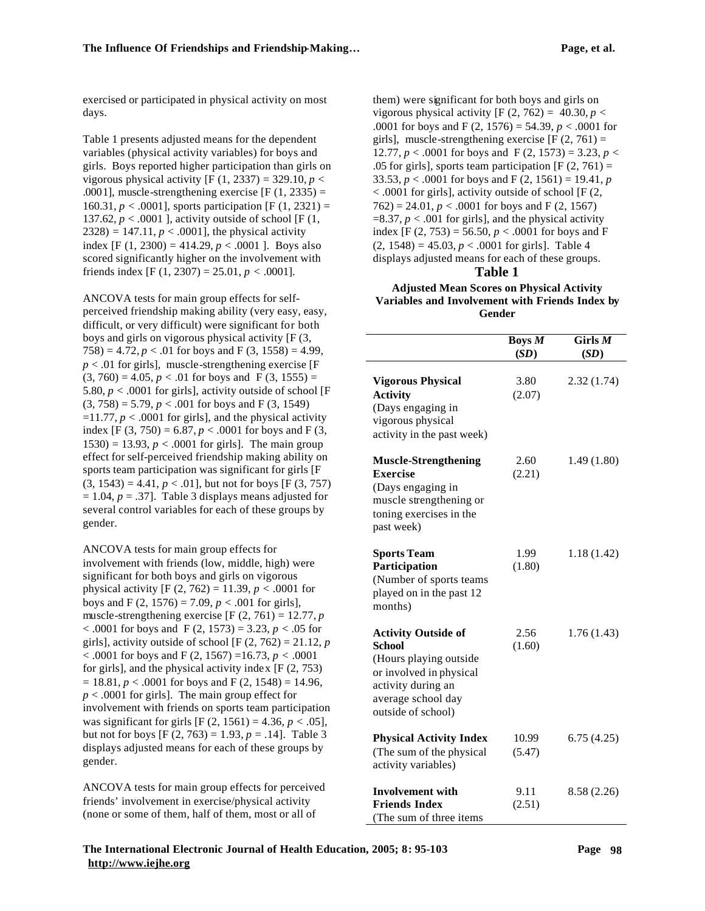exercised or participated in physical activity on most days.

Table 1 presents adjusted means for the dependent variables (physical activity variables) for boys and girls. Boys reported higher participation than girls on vigorous physical activity [$F(1, 2337) = 329.10$, $p < .0001$], muscle-strengthening exercise [$F(1, 2335) = 160.31$, $p < .0001$], sports participation [$F(1, 2321) = 137.62$, $p < .0001$], activity outside of school [$F(1, 2328) = 147.11$, $p < .0001$], the physical activity index [$F(1, 2300) = 414.29$, $p < .0001$]. Boys also scored significantly higher on the involvement with friends index [$F(1, 2307) = 25.01$, $p < .0001$].

ANCOVA tests for main group effects for self-perceived friendship making ability (very easy, easy, difficult, or very difficult) were significant for both boys and girls on vigorous physical activity [$F(3, 758) = 4.72$, $p < .01$ for boys and $F(3, 1558) = 4.99$, $p < .01$ for girls], muscle-strengthening exercise [$F(3, 760) = 4.05$, $p < .01$ for boys and $F(3, 1555) = 5.80$, $p < .0001$ for girls], activity outside of school [$F(3, 758) = 5.79$, $p < .001$ for boys and $F(3, 1549) = 11.77$, $p < .0001$ for girls], and the physical activity index [$F(3, 750) = 6.87$, $p < .0001$ for boys and $F(3, 1530) = 13.93$, $p < .0001$ for girls]. The main group effect for self-perceived friendship making ability on sports team participation was significant for girls [$F(3, 1543) = 4.41$, $p < .01$], but not for boys [$F(3, 757) = 1.04$, $p = .37$]. Table 3 displays means adjusted for several control variables for each of these groups by gender.

ANCOVA tests for main group effects for involvement with friends (low, middle, high) were significant for both boys and girls on vigorous physical activity [$F(2, 762) = 11.39$, $p < .0001$ for boys and $F(2, 1576) = 7.09$, $p < .001$ for girls], muscle-strengthening exercise [$F(2, 761) = 12.77$, $p < .0001$ for boys and $F(2, 1573) = 3.23$, $p < .05$ for girls], activity outside of school [$F(2, 762) = 21.12$, $p < .0001$ for boys and $F(2, 1567) = 16.73$, $p < .0001$ for girls], and the physical activity index [$F(2, 753) = 18.81$, $p < .0001$ for boys and $F(2, 1548) = 14.96$, $p < .0001$ for girls]. The main group effect for involvement with friends on sports team participation was significant for girls [$F(2, 1561) = 4.36$, $p < .05$], but not for boys [$F(2, 763) = 1.93$, $p = .14$]. Table 3 displays adjusted means for each of these groups by gender.

ANCOVA tests for main group effects for perceived friends' involvement in exercise/physical activity (none or some of them, half of them, most or all of them) were significant for both boys and girls on vigorous physical activity [$F(2, 762) = 40.30$, $p < .0001$ for boys and $F(2, 1576) = 54.39$, $p < .0001$ for girls], muscle-strengthening exercise [$F(2, 761) = 12.77$, $p < .0001$ for boys and $F(2, 1573) = 3.23$, $p < .05$ for girls], sports team participation [$F(2, 761) = 33.53$, $p < .0001$ for boys and $F(2, 1561) = 19.41$, $p < .0001$ for girls], activity outside of school [$F(2, 762) = 24.01$, $p < .0001$ for boys and $F(2, 1567) = 8.37$, $p < .001$ for girls], and the physical activity index [$F(2, 753) = 56.50$, $p < .0001$ for boys and $F(2, 1548) = 45.03$, $p < .0001$ for girls]. Table 4 displays adjusted means for each of these groups.

**Table 1**

**Adjusted Mean Scores on Physical Activity Variables and Involvement with Friends Index by Gender**

| | **Boys *M* (*SD*)** | **Girls *M* (*SD*)** |
|---|---|---|
| **Vigorous Physical Activity** (Days engaging in vigorous physical activity in the past week) | 3.80 (2.07) | 2.32 (1.74) |
| **Muscle-Strengthening Exercise** (Days engaging in muscle strengthening or toning exercises in the past week) | 2.60 (2.21) | 1.49 (1.80) |
| **Sports Team Participation** (Number of sports teams played on in the past 12 months) | 1.99 (1.80) | 1.18 (1.42) |
| **Activity Outside of School** (Hours playing outside or involved in physical activity during an average school day outside of school) | 2.56 (1.60) | 1.76 (1.43) |
| **Physical Activity Index** (The sum of the physical activity variables) | 10.99 (5.47) | 6.75 (4.25) |
| **Involvement with Friends Index** (The sum of three items | 9.11 (2.51) | 8.58 (2.26) |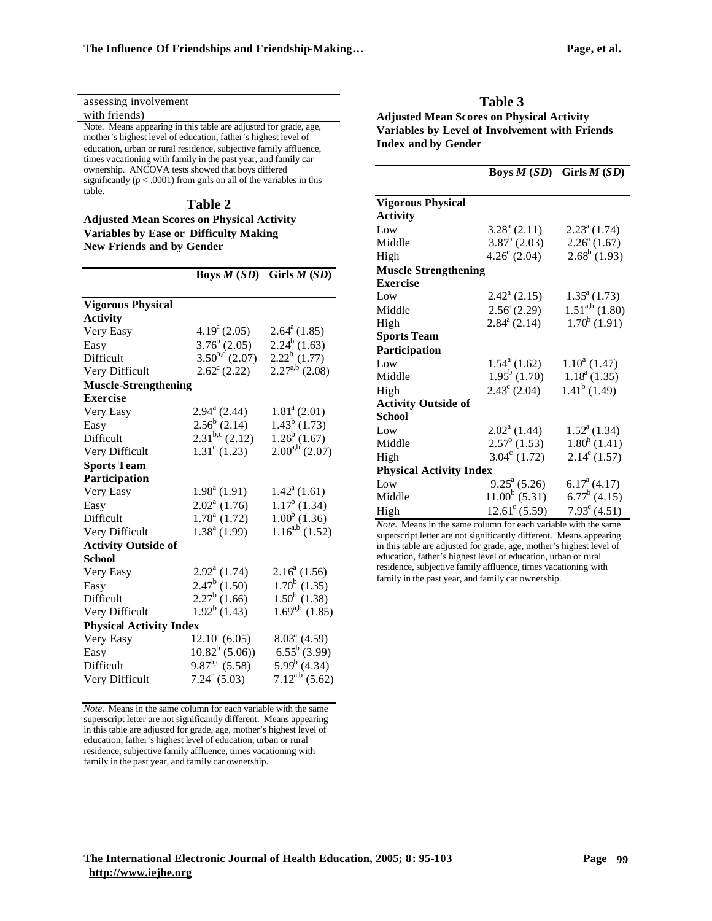| assessing involvement with friends) | | |
|---|---|---|

Note. Means appearing in this table are adjusted for grade, age, mother's highest level of education, father's highest level of education, urban or rural residence, subjective family affluence, times vacationing with family in the past year, and family car ownership. ANCOVA tests showed that boys differed significantly ($p < .0001$) from girls on all of the variables in this table.

## Table 2

**Adjusted Mean Scores on Physical Activity Variables by Ease or Difficulty Making New Friends and by Gender**

| | Boys *M* (*SD*) | Girls *M* (*SD*) |
|---|---|---|
| **Vigorous Physical Activity** | | |
| Very Easy | 4.19[a] (2.05) | 2.64[a] (1.85) |
| Easy | 3.76[b] (2.05) | 2.24[b] (1.63) |
| Difficult | 3.50[b,c] (2.07) | 2.22[b] (1.77) |
| Very Difficult | 2.62[c] (2.22) | 2.27[a,b] (2.08) |
| **Muscle-Strengthening Exercise** | | |
| Very Easy | 2.94[a] (2.44) | 1.81[a] (2.01) |
| Easy | 2.56[b] (2.14) | 1.43[b] (1.73) |
| Difficult | 2.31[b,c] (2.12) | 1.26[b] (1.67) |
| Very Difficult | 1.31[c] (1.23) | 2.00[a,b] (2.07) |
| **Sports Team Participation** | | |
| Very Easy | 1.98[a] (1.91) | 1.42[a] (1.61) |
| Easy | 2.02[a] (1.76) | 1.17[b] (1.34) |
| Difficult | 1.78[a] (1.72) | 1.00[b] (1.36) |
| Very Difficult | 1.38[a] (1.99) | 1.16[a,b] (1.52) |
| **Activity Outside of School** | | |
| Very Easy | 2.92[a] (1.74) | 2.16[a] (1.56) |
| Easy | 2.47[b] (1.50) | 1.70[b] (1.35) |
| Difficult | 2.27[b] (1.66) | 1.50[b] (1.38) |
| Very Difficult | 1.92[b] (1.43) | 1.69[a,b] (1.85) |
| **Physical Activity Index** | | |
| Very Easy | 12.10[a] (6.05) | 8.03[a] (4.59) |
| Easy | 10.82[b] (5.06)) | 6.55[b] (3.99) |
| Difficult | 9.87[b,c] (5.58) | 5.99[b] (4.34) |
| Very Difficult | 7.24[c] (5.03) | 7.12[a,b] (5.62) |

*Note.* Means in the same column for each variable with the same superscript letter are not significantly different. Means appearing in this table are adjusted for grade, age, mother's highest level of education, father's highest level of education, urban or rural residence, subjective family affluence, times vacationing with family in the past year, and family car ownership.

## Table 3

**Adjusted Mean Scores on Physical Activity Variables by Level of Involvement with Friends Index and by Gender**

| | Boys *M* (*SD*) | Girls *M* (*SD*) |
|---|---|---|
| **Vigorous Physical Activity** | | |
| Low | 3.28[a] (2.11) | 2.23[a] (1.74) |
| Middle | 3.87[b] (2.03) | 2.26[a] (1.67) |
| High | 4.26[c] (2.04) | 2.68[b] (1.93) |
| **Muscle Strengthening Exercise** | | |
| Low | 2.42[a] (2.15) | 1.35[a] (1.73) |
| Middle | 2.56[a] (2.29) | 1.51[a,b] (1.80) |
| High | 2.84[a] (2.14) | 1.70[b] (1.91) |
| **Sports Team Participation** | | |
| Low | 1.54[a] (1.62) | 1.10[a] (1.47) |
| Middle | 1.95[b] (1.70) | 1.18[a] (1.35) |
| High | 2.43[c] (2.04) | 1.41[b] (1.49) |
| **Activity Outside of School** | | |
| Low | 2.02[a] (1.44) | 1.52[a] (1.34) |
| Middle | 2.57[b] (1.53) | 1.80[b] (1.41) |
| High | 3.04[c] (1.72) | 2.14[c] (1.57) |
| **Physical Activity Index** | | |
| Low | 9.25[a] (5.26) | 6.17[a] (4.17) |
| Middle | 11.00[b] (5.31) | 6.77[b] (4.15) |
| High | 12.61[c] (5.59) | 7.93[c] (4.51) |

*Note.* Means in the same column for each variable with the same superscript letter are not significantly different. Means appearing in this table are adjusted for grade, age, mother's highest level of education, father's highest level of education, urban or rural residence, subjective family affluence, times vacationing with family in the past year, and family car ownership.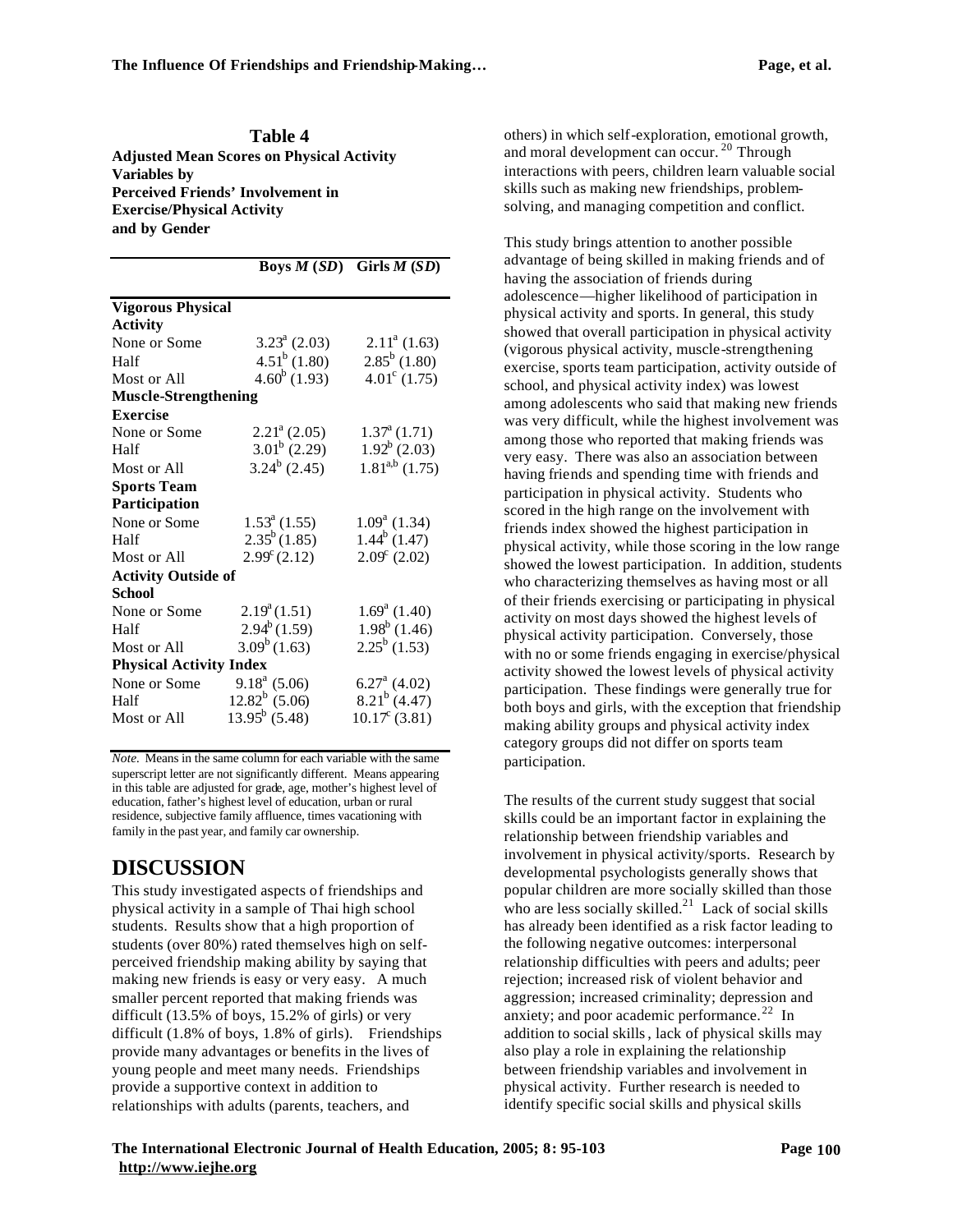**Table 4**
**Adjusted Mean Scores on Physical Activity Variables by Perceived Friends' Involvement in Exercise/Physical Activity and by Gender**

| | Boys *M* (*SD*) | Girls *M* (*SD*) |
|---|---|---|
| **Vigorous Physical Activity** | | |
| None or Some | $3.23^a$ (2.03) | $2.11^a$ (1.63) |
| Half | $4.51^b$ (1.80) | $2.85^b$ (1.80) |
| Most or All | $4.60^b$ (1.93) | $4.01^c$ (1.75) |
| **Muscle-Strengthening Exercise** | | |
| None or Some | $2.21^a$ (2.05) | $1.37^a$ (1.71) |
| Half | $3.01^b$ (2.29) | $1.92^b$ (2.03) |
| Most or All | $3.24^b$ (2.45) | $1.81^{a,b}$ (1.75) |
| **Sports Team Participation** | | |
| None or Some | $1.53^a$ (1.55) | $1.09^a$ (1.34) |
| Half | $2.35^b$ (1.85) | $1.44^b$ (1.47) |
| Most or All | $2.99^c$ (2.12) | $2.09^c$ (2.02) |
| **Activity Outside of School** | | |
| None or Some | $2.19^a$ (1.51) | $1.69^a$ (1.40) |
| Half | $2.94^b$ (1.59) | $1.98^b$ (1.46) |
| Most or All | $3.09^b$ (1.63) | $2.25^b$ (1.53) |
| **Physical Activity Index** | | |
| None or Some | $9.18^a$ (5.06) | $6.27^a$ (4.02) |
| Half | $12.82^b$ (5.06) | $8.21^b$ (4.47) |
| Most or All | $13.95^b$ (5.48) | $10.17^c$ (3.81) |

*Note.* Means in the same column for each variable with the same superscript letter are not significantly different. Means appearing in this table are adjusted for grade, age, mother's highest level of education, father's highest level of education, urban or rural residence, subjective family affluence, times vacationing with family in the past year, and family car ownership.

# DISCUSSION

This study investigated aspects of friendships and physical activity in a sample of Thai high school students. Results show that a high proportion of students (over 80%) rated themselves high on self-perceived friendship making ability by saying that making new friends is easy or very easy. A much smaller percent reported that making friends was difficult (13.5% of boys, 15.2% of girls) or very difficult (1.8% of boys, 1.8% of girls). Friendships provide many advantages or benefits in the lives of young people and meet many needs. Friendships provide a supportive context in addition to relationships with adults (parents, teachers, and others) in which self-exploration, emotional growth, and moral development can occur.[20] Through interactions with peers, children learn valuable social skills such as making new friendships, problem-solving, and managing competition and conflict.

This study brings attention to another possible advantage of being skilled in making friends and of having the association of friends during adolescence—higher likelihood of participation in physical activity and sports. In general, this study showed that overall participation in physical activity (vigorous physical activity, muscle-strengthening exercise, sports team participation, activity outside of school, and physical activity index) was lowest among adolescents who said that making new friends was very difficult, while the highest involvement was among those who reported that making friends was very easy. There was also an association between having friends and spending time with friends and participation in physical activity. Students who scored in the high range on the involvement with friends index showed the highest participation in physical activity, while those scoring in the low range showed the lowest participation. In addition, students who characterizing themselves as having most or all of their friends exercising or participating in physical activity on most days showed the highest levels of physical activity participation. Conversely, those with no or some friends engaging in exercise/physical activity showed the lowest levels of physical activity participation. These findings were generally true for both boys and girls, with the exception that friendship making ability groups and physical activity index category groups did not differ on sports team participation.

The results of the current study suggest that social skills could be an important factor in explaining the relationship between friendship variables and involvement in physical activity/sports. Research by developmental psychologists generally shows that popular children are more socially skilled than those who are less socially skilled.[21] Lack of social skills has already been identified as a risk factor leading to the following negative outcomes: interpersonal relationship difficulties with peers and adults; peer rejection; increased risk of violent behavior and aggression; increased criminality; depression and anxiety; and poor academic performance.[22] In addition to social skills, lack of physical skills may also play a role in explaining the relationship between friendship variables and involvement in physical activity. Further research is needed to identify specific social skills and physical skills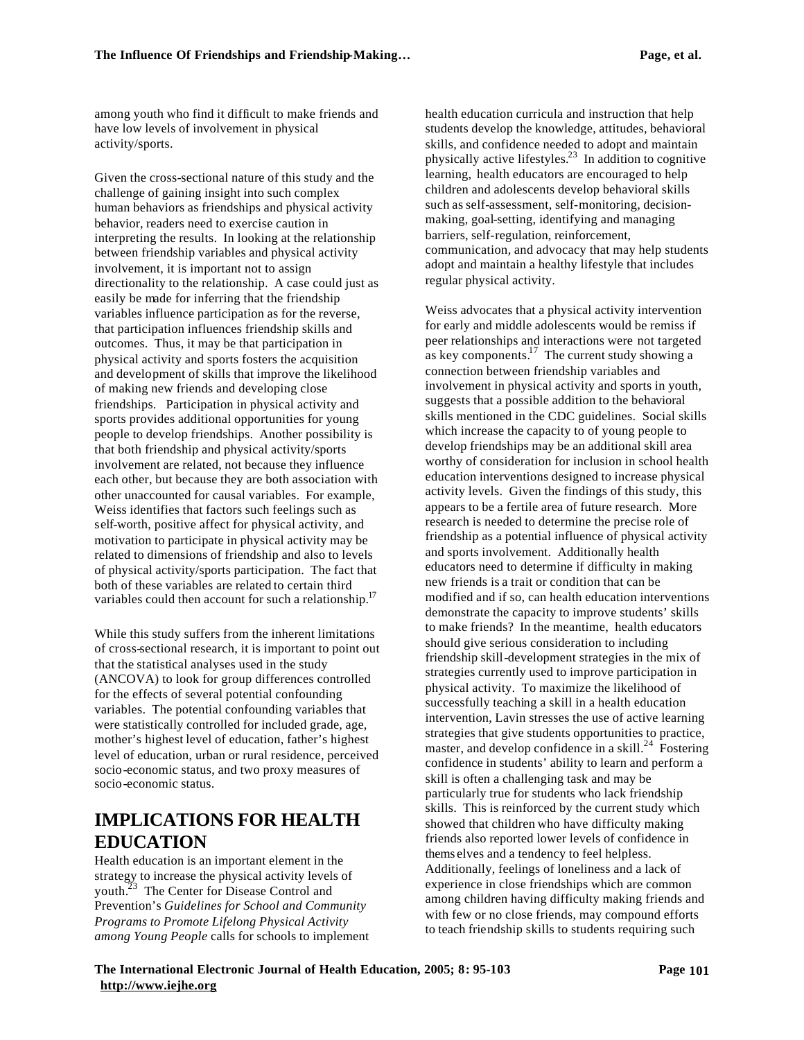among youth who find it difficult to make friends and have low levels of involvement in physical activity/sports.

Given the cross-sectional nature of this study and the challenge of gaining insight into such complex human behaviors as friendships and physical activity behavior, readers need to exercise caution in interpreting the results. In looking at the relationship between friendship variables and physical activity involvement, it is important not to assign directionality to the relationship. A case could just as easily be made for inferring that the friendship variables influence participation as for the reverse, that participation influences friendship skills and outcomes. Thus, it may be that participation in physical activity and sports fosters the acquisition and development of skills that improve the likelihood of making new friends and developing close friendships. Participation in physical activity and sports provides additional opportunities for young people to develop friendships. Another possibility is that both friendship and physical activity/sports involvement are related, not because they influence each other, but because they are both association with other unaccounted for causal variables. For example, Weiss identifies that factors such feelings such as self-worth, positive affect for physical activity, and motivation to participate in physical activity may be related to dimensions of friendship and also to levels of physical activity/sports participation. The fact that both of these variables are related to certain third variables could then account for such a relationship.[17]

While this study suffers from the inherent limitations of cross-sectional research, it is important to point out that the statistical analyses used in the study (ANCOVA) to look for group differences controlled for the effects of several potential confounding variables. The potential confounding variables that were statistically controlled for included grade, age, mother's highest level of education, father's highest level of education, urban or rural residence, perceived socio-economic status, and two proxy measures of socio-economic status.

## IMPLICATIONS FOR HEALTH EDUCATION

Health education is an important element in the strategy to increase the physical activity levels of youth.[23] The Center for Disease Control and Prevention's *Guidelines for School and Community Programs to Promote Lifelong Physical Activity among Young People* calls for schools to implement health education curricula and instruction that help students develop the knowledge, attitudes, behavioral skills, and confidence needed to adopt and maintain physically active lifestyles.[23] In addition to cognitive learning, health educators are encouraged to help children and adolescents develop behavioral skills such as self-assessment, self-monitoring, decision-making, goal-setting, identifying and managing barriers, self-regulation, reinforcement, communication, and advocacy that may help students adopt and maintain a healthy lifestyle that includes regular physical activity.

Weiss advocates that a physical activity intervention for early and middle adolescents would be remiss if peer relationships and interactions were not targeted as key components.[17] The current study showing a connection between friendship variables and involvement in physical activity and sports in youth, suggests that a possible addition to the behavioral skills mentioned in the CDC guidelines. Social skills which increase the capacity to of young people to develop friendships may be an additional skill area worthy of consideration for inclusion in school health education interventions designed to increase physical activity levels. Given the findings of this study, this appears to be a fertile area of future research. More research is needed to determine the precise role of friendship as a potential influence of physical activity and sports involvement. Additionally health educators need to determine if difficulty in making new friends is a trait or condition that can be modified and if so, can health education interventions demonstrate the capacity to improve students' skills to make friends? In the meantime, health educators should give serious consideration to including friendship skill-development strategies in the mix of strategies currently used to improve participation in physical activity. To maximize the likelihood of successfully teaching a skill in a health education intervention, Lavin stresses the use of active learning strategies that give students opportunities to practice, master, and develop confidence in a skill.[24] Fostering confidence in students' ability to learn and perform a skill is often a challenging task and may be particularly true for students who lack friendship skills. This is reinforced by the current study which showed that children who have difficulty making friends also reported lower levels of confidence in themselves and a tendency to feel helpless. Additionally, feelings of loneliness and a lack of experience in close friendships which are common among children having difficulty making friends and with few or no close friends, may compound efforts to teach friendship skills to students requiring such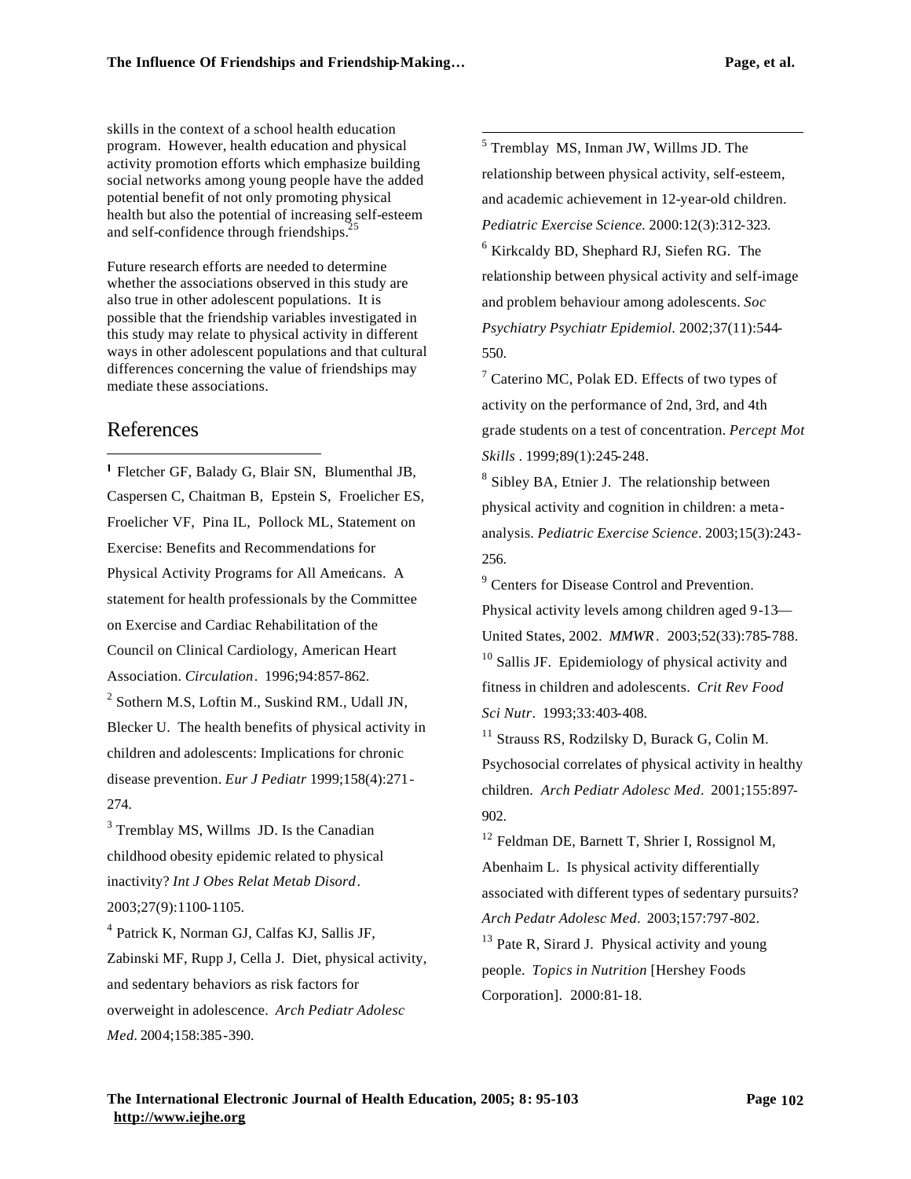skills in the context of a school health education program. However, health education and physical activity promotion efforts which emphasize building social networks among young people have the added potential benefit of not only promoting physical health but also the potential of increasing self-esteem and self-confidence through friendships.[25]

Future research efforts are needed to determine whether the associations observed in this study are also true in other adolescent populations. It is possible that the friendship variables investigated in this study may relate to physical activity in different ways in other adolescent populations and that cultural differences concerning the value of friendships may mediate these associations.

## References

[1] Fletcher GF, Balady G, Blair SN, Blumenthal JB, Caspersen C, Chaitman B, Epstein S, Froelicher ES, Froelicher VF, Pina IL, Pollock ML, Statement on Exercise: Benefits and Recommendations for Physical Activity Programs for All Americans. A statement for health professionals by the Committee on Exercise and Cardiac Rehabilitation of the Council on Clinical Cardiology, American Heart Association. *Circulation*. 1996;94:857-862.

[2] Sothern M.S, Loftin M., Suskind RM., Udall JN, Blecker U. The health benefits of physical activity in children and adolescents: Implications for chronic disease prevention. *Eur J Pediatr* 1999;158(4):271-274.

[3] Tremblay MS, Willms JD. Is the Canadian childhood obesity epidemic related to physical inactivity? *Int J Obes Relat Metab Disord*. 2003;27(9):1100-1105.

[4] Patrick K, Norman GJ, Calfas KJ, Sallis JF, Zabinski MF, Rupp J, Cella J. Diet, physical activity, and sedentary behaviors as risk factors for overweight in adolescence. *Arch Pediatr Adolesc Med*. 2004;158:385-390.

[5] Tremblay MS, Inman JW, Willms JD. The relationship between physical activity, self-esteem, and academic achievement in 12-year-old children. *Pediatric Exercise Science.* 2000:12(3):312-323.

[6] Kirkcaldy BD, Shephard RJ, Siefen RG. The relationship between physical activity and self-image and problem behaviour among adolescents. *Soc Psychiatry Psychiatr Epidemiol.* 2002;37(11):544-550.

[7] Caterino MC, Polak ED. Effects of two types of activity on the performance of 2nd, 3rd, and 4th grade students on a test of concentration. *Percept Mot Skills* . 1999;89(1):245-248.

[8] Sibley BA, Etnier J. The relationship between physical activity and cognition in children: a meta-analysis. *Pediatric Exercise Science*. 2003;15(3):243-256.

[9] Centers for Disease Control and Prevention. Physical activity levels among children aged 9-13—United States, 2002. *MMWR*. 2003;52(33):785-788.

[10] Sallis JF. Epidemiology of physical activity and fitness in children and adolescents. *Crit Rev Food Sci Nutr*. 1993;33:403-408.

[11] Strauss RS, Rodzilsky D, Burack G, Colin M. Psychosocial correlates of physical activity in healthy children. *Arch Pediatr Adolesc Med*. 2001;155:897-902.

[12] Feldman DE, Barnett T, Shrier I, Rossignol M, Abenhaim L. Is physical activity differentially associated with different types of sedentary pursuits? *Arch Pedatr Adolesc Med*. 2003;157:797-802.

[13] Pate R, Sirard J. Physical activity and young people. *Topics in Nutrition* [Hershey Foods Corporation]. 2000:81-18.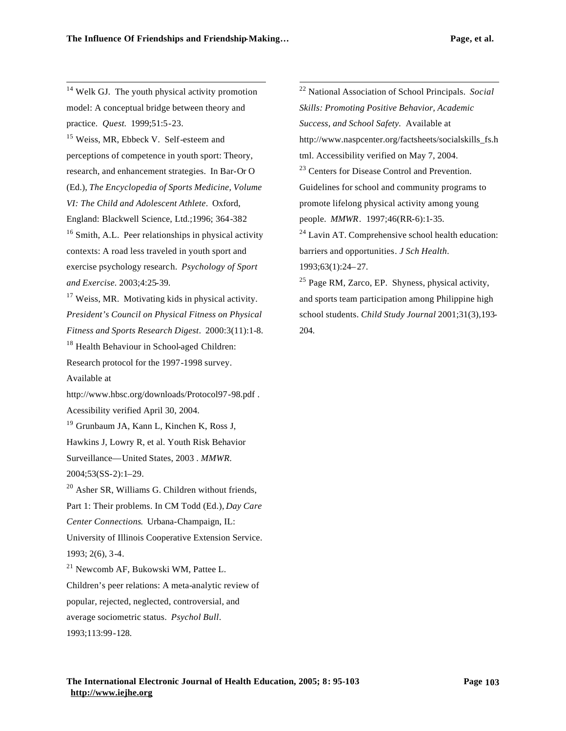[14] Welk GJ. The youth physical activity promotion model: A conceptual bridge between theory and practice. *Quest.* 1999;51:5-23.

[15] Weiss, MR, Ebbeck V. Self-esteem and perceptions of competence in youth sport: Theory, research, and enhancement strategies. In Bar-Or O (Ed.), *The Encyclopedia of Sports Medicine, Volume VI: The Child and Adolescent Athlete*. Oxford, England: Blackwell Science, Ltd.;1996; 364-382

[16] Smith, A.L. Peer relationships in physical activity contexts: A road less traveled in youth sport and exercise psychology research. *Psychology of Sport and Exercise.* 2003;4:25-39.

[17] Weiss, MR. Motivating kids in physical activity. *President's Council on Physical Fitness on Physical Fitness and Sports Research Digest*. 2000:3(11):1-8.

[18] Health Behaviour in School-aged Children: Research protocol for the 1997-1998 survey. Available at http://www.hbsc.org/downloads/Protocol97-98.pdf . Acessibility verified April 30, 2004.

[19] Grunbaum JA, Kann L, Kinchen K, Ross J, Hawkins J, Lowry R, et al. Youth Risk Behavior Surveillance—United States, 2003 . *MMWR.* 2004;53(SS-2):1–29.

[20] Asher SR, Williams G. Children without friends, Part 1: Their problems. In CM Todd (Ed.), *Day Care Center Connections*. Urbana-Champaign, IL: University of Illinois Cooperative Extension Service. 1993; 2(6), 3-4.

[21] Newcomb AF, Bukowski WM, Pattee L. Children's peer relations: A meta-analytic review of popular, rejected, neglected, controversial, and average sociometric status. *Psychol Bull.* 1993;113:99-128.

[22] National Association of School Principals. *Social Skills: Promoting Positive Behavior, Academic Success, and School Safety.* Available at http://www.naspcenter.org/factsheets/socialskills_fs.html. Accessibility verified on May 7, 2004.

[23] Centers for Disease Control and Prevention. Guidelines for school and community programs to promote lifelong physical activity among young people. *MMWR*. 1997;46(RR-6):1-35.

[24] Lavin AT. Comprehensive school health education: barriers and opportunities. *J Sch Health.* 1993;63(1):24–27.

[25] Page RM, Zarco, EP. Shyness, physical activity, and sports team participation among Philippine high school students. *Child Study Journal* 2001;31(3),193-204.